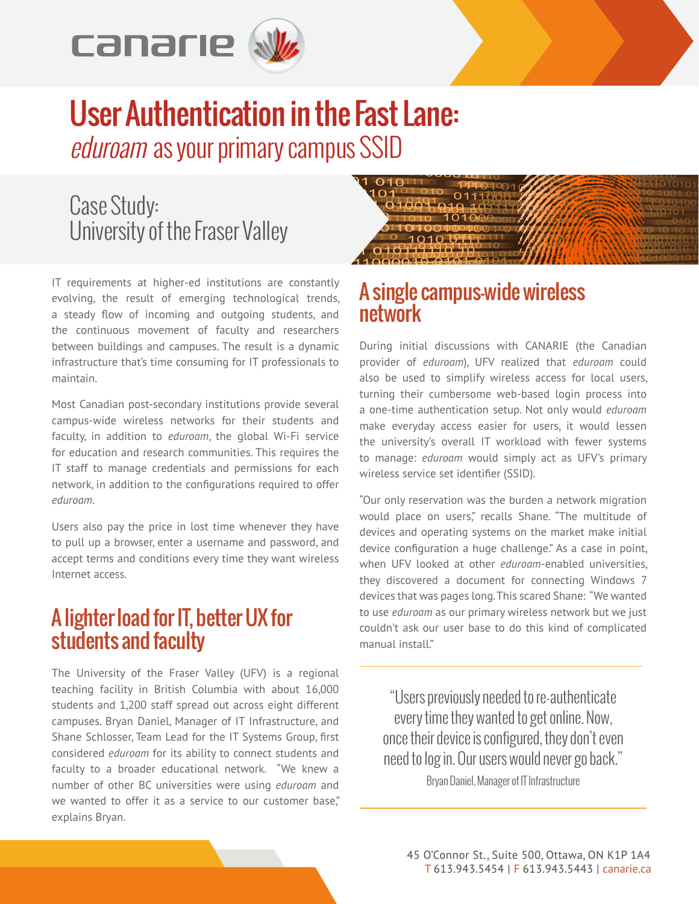# User Authentication in the Fast Lane: *eduroam* as your primary campus SSID

## Case Study: University of the Fraser Valley

IT requirements at higher-ed institutions are constantly evolving, the result of emerging technological trends, a steady flow of incoming and outgoing students, and the continuous movement of faculty and researchers between buildings and campuses. The result is a dynamic infrastructure that's time consuming for IT professionals to maintain.

Most Canadian post-secondary institutions provide several campus-wide wireless networks for their students and faculty, in addition to *eduroam*, the global Wi-Fi service for education and research communities. This requires the IT staff to manage credentials and permissions for each network, in addition to the configurations required to offer *eduroam*.

Users also pay the price in lost time whenever they have to pull up a browser, enter a username and password, and accept terms and conditions every time they want wireless Internet access.

## A lighter load for IT, better UX for students and faculty

The University of the Fraser Valley (UFV) is a regional teaching facility in British Columbia with about 16,000 students and 1,200 staff spread out across eight different campuses. Bryan Daniel, Manager of IT Infrastructure, and Shane Schlosser, Team Lead for the IT Systems Group, first considered *eduroam* for its ability to connect students and faculty to a broader educational network. "We knew a number of other BC universities were using *eduroam* and we wanted to offer it as a service to our customer base," explains Bryan.

## A single campus-wide wireless network

During initial discussions with CANARIE (the Canadian provider of *eduroam*), UFV realized that *eduroam* could also be used to simplify wireless access for local users, turning their cumbersome web-based login process into a one-time authentication setup. Not only would *eduroam* make everyday access easier for users, it would lessen the university's overall IT workload with fewer systems to manage: *eduroam* would simply act as UFV's primary wireless service set identifier (SSID).

"Our only reservation was the burden a network migration would place on users," recalls Shane. "The multitude of devices and operating systems on the market make initial device configuration a huge challenge." As a case in point, when UFV looked at other *eduroam*-enabled universities, they discovered a document for connecting Windows 7 devices that was pages long. This scared Shane: "We wanted to use *eduroam* as our primary wireless network but we just couldn't ask our user base to do this kind of complicated manual install."

> "Users previously needed to re-authenticate every time they wanted to get online. Now, once their device is configured, they don't even need to log in. Our users would never go back."
>
> Bryan Daniel, Manager of IT Infrastructure

45 O'Connor St., Suite 500, Ottawa, ON K1P 1A4
T 613.943.5454 | F 613.943.5443 | canarie.ca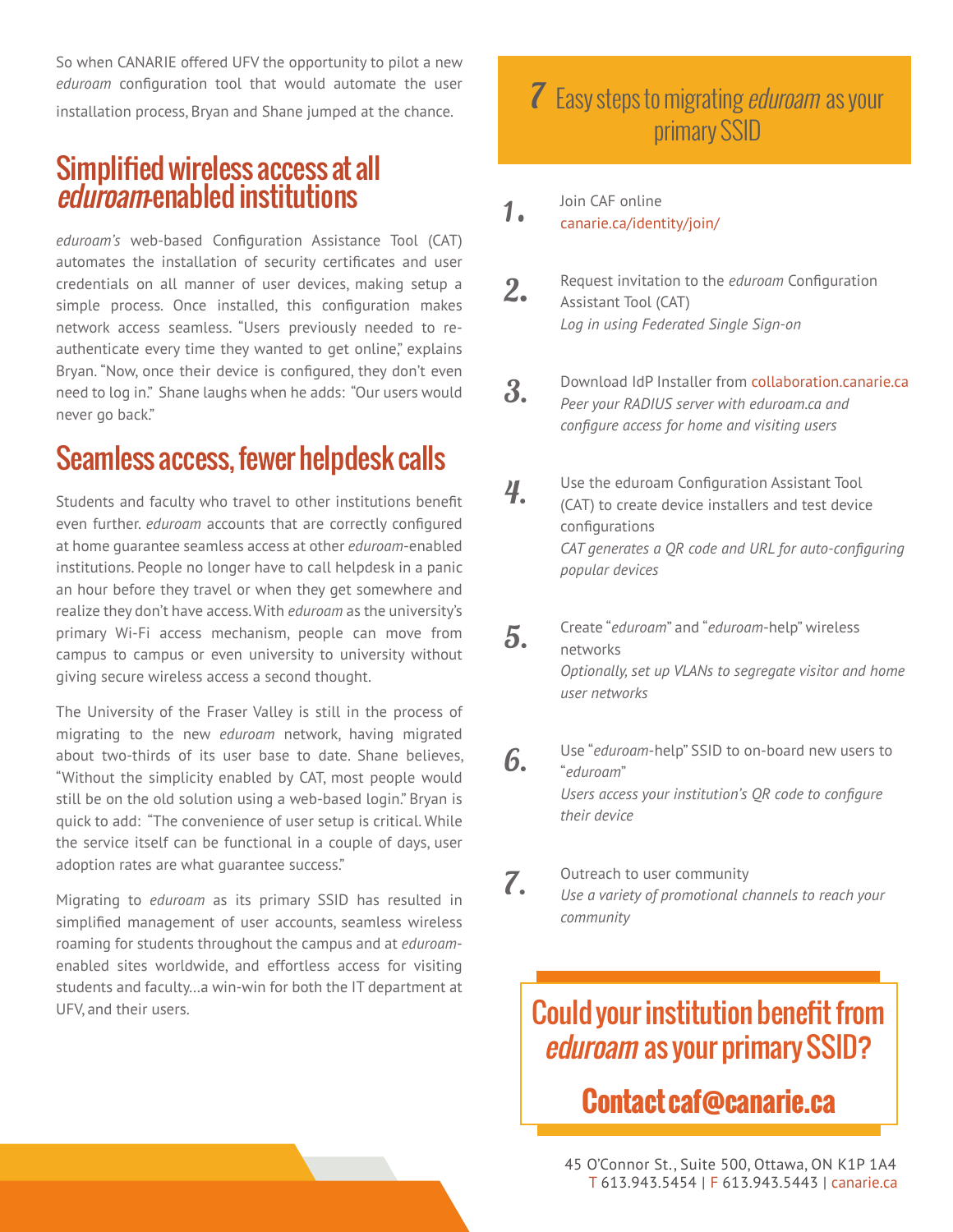So when CANARIE offered UFV the opportunity to pilot a new *eduroam* configuration tool that would automate the user installation process, Bryan and Shane jumped at the chance.

## Simplified wireless access at all *eduroam*-enabled institutions

*eduroam's* web-based Configuration Assistance Tool (CAT) automates the installation of security certificates and user credentials on all manner of user devices, making setup a simple process. Once installed, this configuration makes network access seamless. "Users previously needed to re-authenticate every time they wanted to get online," explains Bryan. "Now, once their device is configured, they don't even need to log in." Shane laughs when he adds: "Our users would never go back."

## Seamless access, fewer helpdesk calls

Students and faculty who travel to other institutions benefit even further. *eduroam* accounts that are correctly configured at home guarantee seamless access at other *eduroam*-enabled institutions. People no longer have to call helpdesk in a panic an hour before they travel or when they get somewhere and realize they don't have access. With *eduroam* as the university's primary Wi-Fi access mechanism, people can move from campus to campus or even university to university without giving secure wireless access a second thought.

The University of the Fraser Valley is still in the process of migrating to the new *eduroam* network, having migrated about two-thirds of its user base to date. Shane believes, "Without the simplicity enabled by CAT, most people would still be on the old solution using a web-based login." Bryan is quick to add: "The convenience of user setup is critical. While the service itself can be functional in a couple of days, user adoption rates are what guarantee success."

Migrating to *eduroam* as its primary SSID has resulted in simplified management of user accounts, seamless wireless roaming for students throughout the campus and at *eduroam*-enabled sites worldwide, and effortless access for visiting students and faculty…a win-win for both the IT department at UFV, and their users.

## 7 Easy steps to migrating *eduroam* as your primary SSID

1. Join CAF online
   canarie.ca/identity/join/

2. Request invitation to the *eduroam* Configuration Assistant Tool (CAT)
   *Log in using Federated Single Sign-on*

3. Download IdP Installer from collaboration.canarie.ca
   *Peer your RADIUS server with eduroam.ca and configure access for home and visiting users*

4. Use the eduroam Configuration Assistant Tool (CAT) to create device installers and test device configurations
   *CAT generates a QR code and URL for auto-configuring popular devices*

5. Create "*eduroam*" and "*eduroam*-help" wireless networks
   *Optionally, set up VLANs to segregate visitor and home user networks*

6. Use "*eduroam*-help" SSID to on-board new users to "*eduroam*"
   *Users access your institution's QR code to configure their device*

7. Outreach to user community
   *Use a variety of promotional channels to reach your community*

## Could your institution benefit from *eduroam* as your primary SSID?

## Contact caf@canarie.ca

45 O'Connor St., Suite 500, Ottawa, ON K1P 1A4
T 613.943.5454 | F 613.943.5443 | canarie.ca